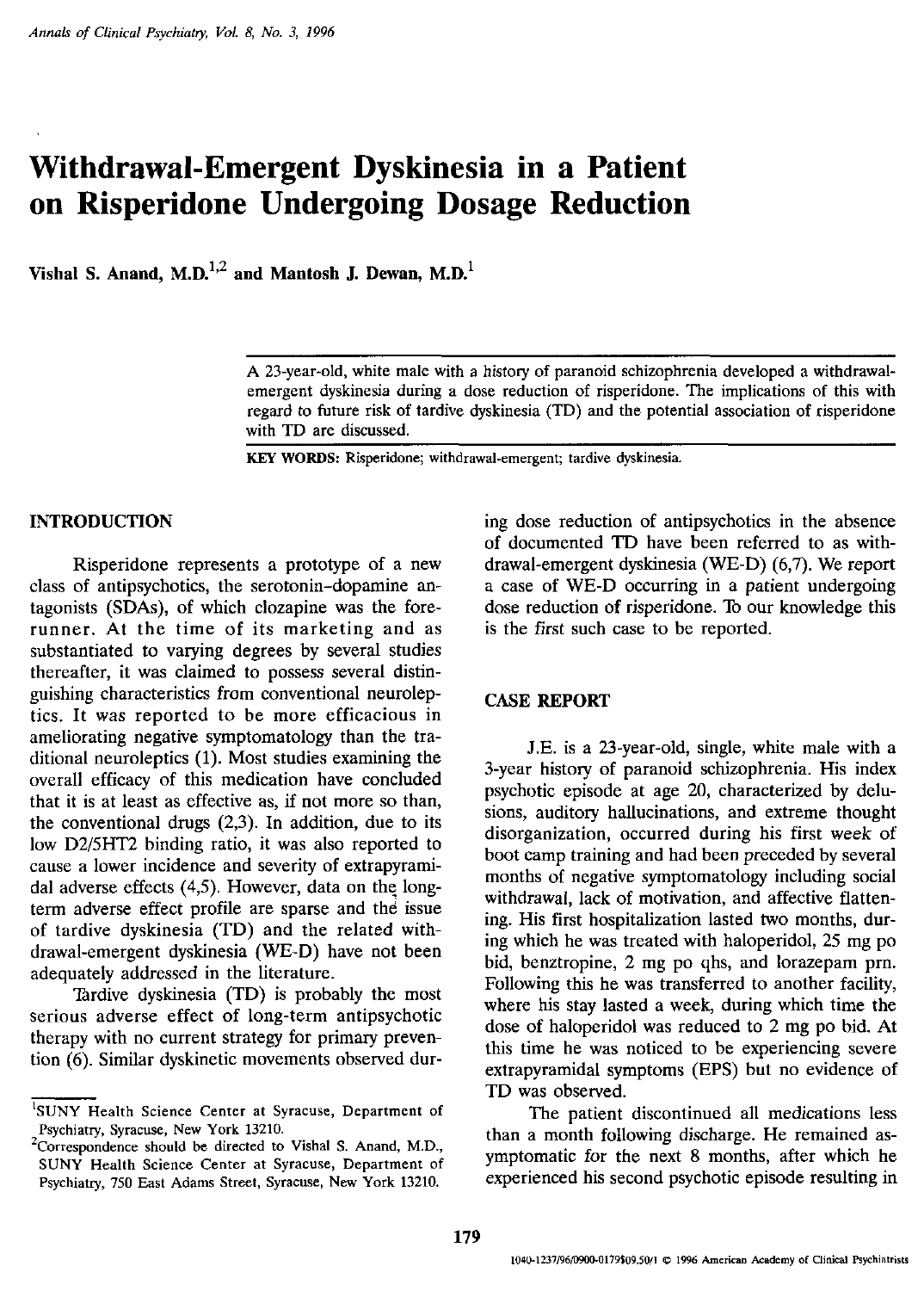# Withdrawal-Emergent Dyskinesia in a Patient on Risperidone Undergoing Dosage Reduction

**Vishal S. Anand, M.D.**[1,2] **and Mantosh J. Dewan, M.D.**[1]

A 23-year-old, white male with a history of paranoid schizophrenia developed a withdrawal-emergent dyskinesia during a dose reduction of risperidone. The implications of this with regard to future risk of tardive dyskinesia (TD) and the potential association of risperidone with TD are discussed.

**KEY WORDS:** Risperidone; withdrawal-emergent; tardive dyskinesia.

## INTRODUCTION

Risperidone represents a prototype of a new class of antipsychotics, the serotonin–dopamine antagonists (SDAs), of which clozapine was the forerunner. At the time of its marketing and as substantiated to varying degrees by several studies thereafter, it was claimed to possess several distinguishing characteristics from conventional neuroleptics. It was reported to be more efficacious in ameliorating negative symptomatology than the traditional neuroleptics (1). Most studies examining the overall efficacy of this medication have concluded that it is at least as effective as, if not more so than, the conventional drugs (2,3). In addition, due to its low D2/5HT2 binding ratio, it was also reported to cause a lower incidence and severity of extrapyramidal adverse effects (4,5). However, data on the long-term adverse effect profile are sparse and the issue of tardive dyskinesia (TD) and the related withdrawal-emergent dyskinesia (WE-D) have not been adequately addressed in the literature.

Tardive dyskinesia (TD) is probably the most serious adverse effect of long-term antipsychotic therapy with no current strategy for primary prevention (6). Similar dyskinetic movements observed during dose reduction of antipsychotics in the absence of documented TD have been referred to as withdrawal-emergent dyskinesia (WE-D) (6,7). We report a case of WE-D occurring in a patient undergoing dose reduction of risperidone. To our knowledge this is the first such case to be reported.

## CASE REPORT

J.E. is a 23-year-old, single, white male with a 3-year history of paranoid schizophrenia. His index psychotic episode at age 20, characterized by delusions, auditory hallucinations, and extreme thought disorganization, occurred during his first week of boot camp training and had been preceded by several months of negative symptomatology including social withdrawal, lack of motivation, and affective flattening. His first hospitalization lasted two months, during which he was treated with haloperidol, 25 mg po bid, benztropine, 2 mg po qhs, and lorazepam prn. Following this he was transferred to another facility, where his stay lasted a week, during which time the dose of haloperidol was reduced to 2 mg po bid. At this time he was noticed to be experiencing severe extrapyramidal symptoms (EPS) but no evidence of TD was observed.

The patient discontinued all medications less than a month following discharge. He remained asymptomatic for the next 8 months, after which he experienced his second psychotic episode resulting in

---

[1] SUNY Health Science Center at Syracuse, Department of Psychiatry, Syracuse, New York 13210.

[2] Correspondence should be directed to Vishal S. Anand, M.D., SUNY Health Science Center at Syracuse, Department of Psychiatry, 750 East Adams Street, Syracuse, New York 13210.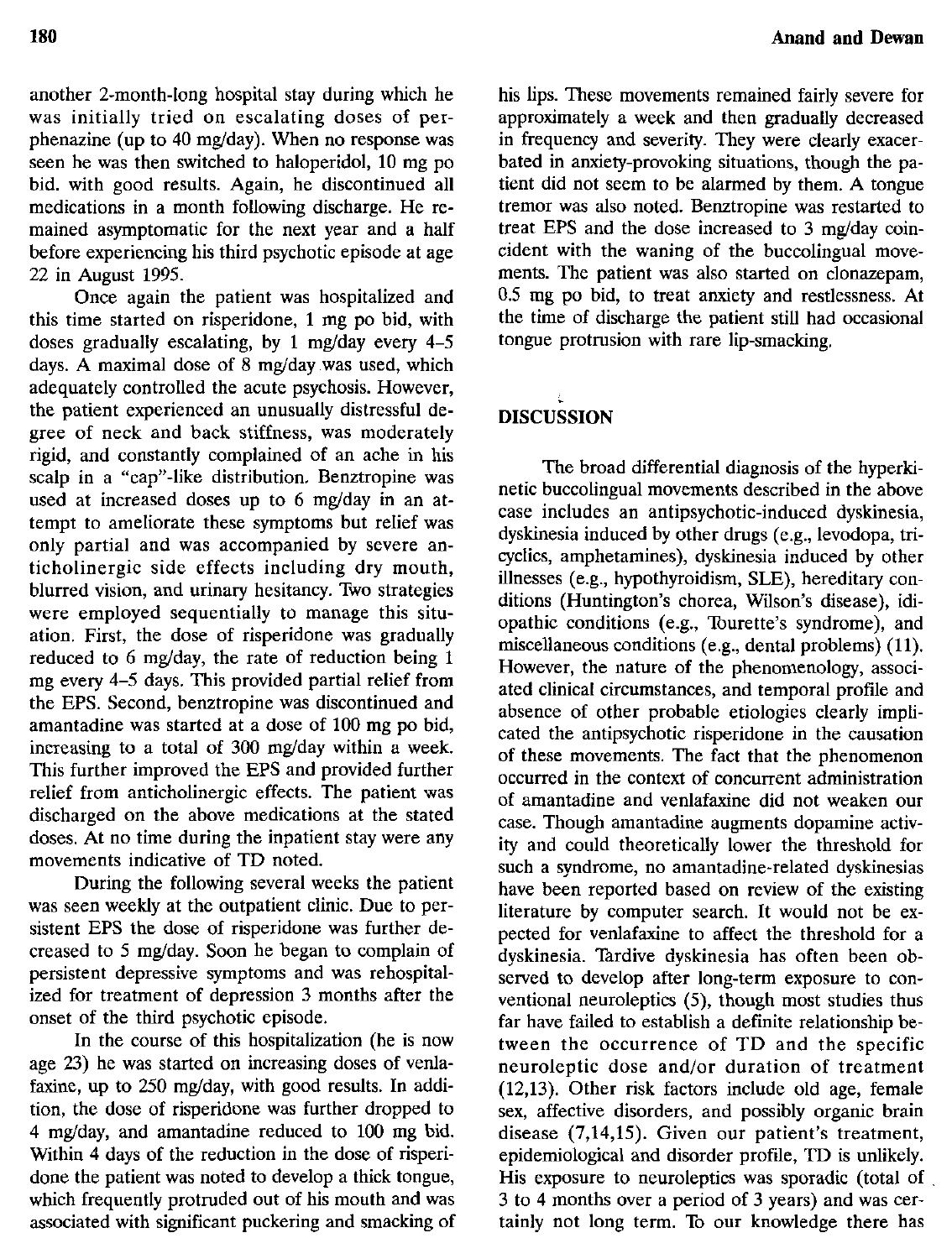another 2-month-long hospital stay during which he was initially tried on escalating doses of perphenazine (up to 40 mg/day). When no response was seen he was then switched to haloperidol, 10 mg po bid. with good results. Again, he discontinued all medications in a month following discharge. He remained asymptomatic for the next year and a half before experiencing his third psychotic episode at age 22 in August 1995.

Once again the patient was hospitalized and this time started on risperidone, 1 mg po bid, with doses gradually escalating, by 1 mg/day every 4–5 days. A maximal dose of 8 mg/day was used, which adequately controlled the acute psychosis. However, the patient experienced an unusually distressful degree of neck and back stiffness, was moderately rigid, and constantly complained of an ache in his scalp in a "cap"-like distribution. Benztropine was used at increased doses up to 6 mg/day in an attempt to ameliorate these symptoms but relief was only partial and was accompanied by severe anticholinergic side effects including dry mouth, blurred vision, and urinary hesitancy. Two strategies were employed sequentially to manage this situation. First, the dose of risperidone was gradually reduced to 6 mg/day, the rate of reduction being 1 mg every 4–5 days. This provided partial relief from the EPS. Second, benztropine was discontinued and amantadine was started at a dose of 100 mg po bid, increasing to a total of 300 mg/day within a week. This further improved the EPS and provided further relief from anticholinergic effects. The patient was discharged on the above medications at the stated doses. At no time during the inpatient stay were any movements indicative of TD noted.

During the following several weeks the patient was seen weekly at the outpatient clinic. Due to persistent EPS the dose of risperidone was further decreased to 5 mg/day. Soon he began to complain of persistent depressive symptoms and was rehospitalized for treatment of depression 3 months after the onset of the third psychotic episode.

In the course of this hospitalization (he is now age 23) he was started on increasing doses of venlafaxine, up to 250 mg/day, with good results. In addition, the dose of risperidone was further dropped to 4 mg/day, and amantadine reduced to 100 mg bid. Within 4 days of the reduction in the dose of risperidone the patient was noted to develop a thick tongue, which frequently protruded out of his mouth and was associated with significant puckering and smacking of his lips. These movements remained fairly severe for approximately a week and then gradually decreased in frequency and severity. They were clearly exacerbated in anxiety-provoking situations, though the patient did not seem to be alarmed by them. A tongue tremor was also noted. Benztropine was restarted to treat EPS and the dose increased to 3 mg/day coincident with the waning of the buccolingual movements. The patient was also started on clonazepam, 0.5 mg po bid, to treat anxiety and restlessness. At the time of discharge the patient still had occasional tongue protrusion with rare lip-smacking.

## DISCUSSION

The broad differential diagnosis of the hyperkinetic buccolingual movements described in the above case includes an antipsychotic-induced dyskinesia, dyskinesia induced by other drugs (e.g., levodopa, tricyclics, amphetamines), dyskinesia induced by other illnesses (e.g., hypothyroidism, SLE), hereditary conditions (Huntington's chorea, Wilson's disease), idiopathic conditions (e.g., Tourette's syndrome), and miscellaneous conditions (e.g., dental problems) (11). However, the nature of the phenomenology, associated clinical circumstances, and temporal profile and absence of other probable etiologies clearly implicated the antipsychotic risperidone in the causation of these movements. The fact that the phenomenon occurred in the context of concurrent administration of amantadine and venlafaxine did not weaken our case. Though amantadine augments dopamine activity and could theoretically lower the threshold for such a syndrome, no amantadine-related dyskinesias have been reported based on review of the existing literature by computer search. It would not be expected for venlafaxine to affect the threshold for a dyskinesia. Tardive dyskinesia has often been observed to develop after long-term exposure to conventional neuroleptics (5), though most studies thus far have failed to establish a definite relationship between the occurrence of TD and the specific neuroleptic dose and/or duration of treatment (12,13). Other risk factors include old age, female sex, affective disorders, and possibly organic brain disease (7,14,15). Given our patient's treatment, epidemiological and disorder profile, TD is unlikely. His exposure to neuroleptics was sporadic (total of 3 to 4 months over a period of 3 years) and was certainly not long term. To our knowledge there has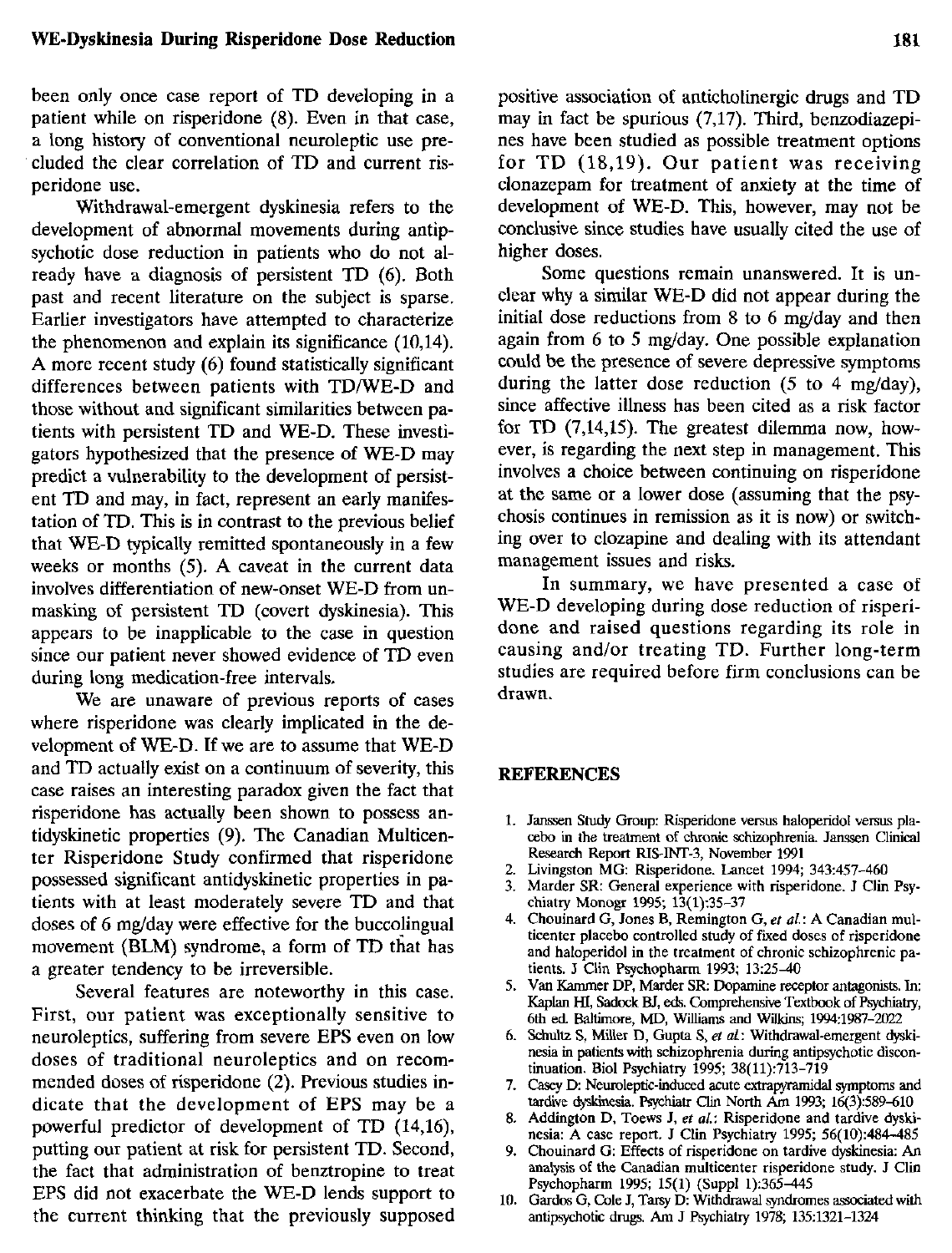been only once case report of TD developing in a patient while on risperidone (8). Even in that case, a long history of conventional neuroleptic use precluded the clear correlation of TD and current risperidone use.

Withdrawal-emergent dyskinesia refers to the development of abnormal movements during antipsychotic dose reduction in patients who do not already have a diagnosis of persistent TD (6). Both past and recent literature on the subject is sparse. Earlier investigators have attempted to characterize the phenomenon and explain its significance (10,14). A more recent study (6) found statistically significant differences between patients with TD/WE-D and those without and significant similarities between patients with persistent TD and WE-D. These investigators hypothesized that the presence of WE-D may predict a vulnerability to the development of persistent TD and may, in fact, represent an early manifestation of TD. This is in contrast to the previous belief that WE-D typically remitted spontaneously in a few weeks or months (5). A caveat in the current data involves differentiation of new-onset WE-D from unmasking of persistent TD (covert dyskinesia). This appears to be inapplicable to the case in question since our patient never showed evidence of TD even during long medication-free intervals.

We are unaware of previous reports of cases where risperidone was clearly implicated in the development of WE-D. If we are to assume that WE-D and TD actually exist on a continuum of severity, this case raises an interesting paradox given the fact that risperidone has actually been shown to possess antidyskinetic properties (9). The Canadian Multicenter Risperidone Study confirmed that risperidone possessed significant antidyskinetic properties in patients with at least moderately severe TD and that doses of 6 mg/day were effective for the buccolingual movement (BLM) syndrome, a form of TD that has a greater tendency to be irreversible.

Several features are noteworthy in this case. First, our patient was exceptionally sensitive to neuroleptics, suffering from severe EPS even on low doses of traditional neuroleptics and on recommended doses of risperidone (2). Previous studies indicate that the development of EPS may be a powerful predictor of development of TD (14,16), putting our patient at risk for persistent TD. Second, the fact that administration of benztropine to treat EPS did not exacerbate the WE-D lends support to the current thinking that the previously supposed positive association of anticholinergic drugs and TD may in fact be spurious (7,17). Third, benzodiazepines have been studied as possible treatment options for TD (18,19). Our patient was receiving clonazepam for treatment of anxiety at the time of development of WE-D. This, however, may not be conclusive since studies have usually cited the use of higher doses.

Some questions remain unanswered. It is unclear why a similar WE-D did not appear during the initial dose reductions from 8 to 6 mg/day and then again from 6 to 5 mg/day. One possible explanation could be the presence of severe depressive symptoms during the latter dose reduction (5 to 4 mg/day), since affective illness has been cited as a risk factor for TD (7,14,15). The greatest dilemma now, however, is regarding the next step in management. This involves a choice between continuing on risperidone at the same or a lower dose (assuming that the psychosis continues in remission as it is now) or switching over to clozapine and dealing with its attendant management issues and risks.

In summary, we have presented a case of WE-D developing during dose reduction of risperidone and raised questions regarding its role in causing and/or treating TD. Further long-term studies are required before firm conclusions can be drawn.

## REFERENCES

1. Janssen Study Group: Risperidone versus haloperidol versus placebo in the treatment of chronic schizophrenia. Janssen Clinical Research Report RIS-INT-3, November 1991
2. Livingston MG: Risperidone. Lancet 1994; 343:457–460
3. Marder SR: General experience with risperidone. J Clin Psychiatry Monogr 1995; 13(1):35–37
4. Chouinard G, Jones B, Remington G, *et al.*: A Canadian multicenter placebo controlled study of fixed doses of risperidone and haloperidol in the treatment of chronic schizophrenic patients. J Clin Psychopharm 1993; 13:25–40
5. Van Kammer DP, Marder SR: Dopamine receptor antagonists. In: Kaplan HI, Sadock BJ, eds. Comprehensive Textbook of Psychiatry, 6th ed. Baltimore, MD, Williams and Wilkins; 1994:1987–2022
6. Schultz S, Miller D, Gupta S, *et al.*: Withdrawal-emergent dyskinesia in patients with schizophrenia during antipsychotic discontinuation. Biol Psychiatry 1995; 38(11):713–719
7. Casey D: Neuroleptic-induced acute extrapyramidal symptoms and tardive dyskinesia. Psychiatr Clin North Am 1993; 16(3):589–610
8. Addington D, Toews J, *et al.*: Risperidone and tardive dyskinesia: A case report. J Clin Psychiatry 1995; 56(10):484–485
9. Chouinard G: Effects of risperidone on tardive dyskinesia: An analysis of the Canadian multicenter risperidone study. J Clin Psychopharm 1995; 15(1) (Suppl 1):36S–44S
10. Gardos G, Cole J, Tarsy D: Withdrawal syndromes associated with antipsychotic drugs. Am J Psychiatry 1978; 135:1321–1324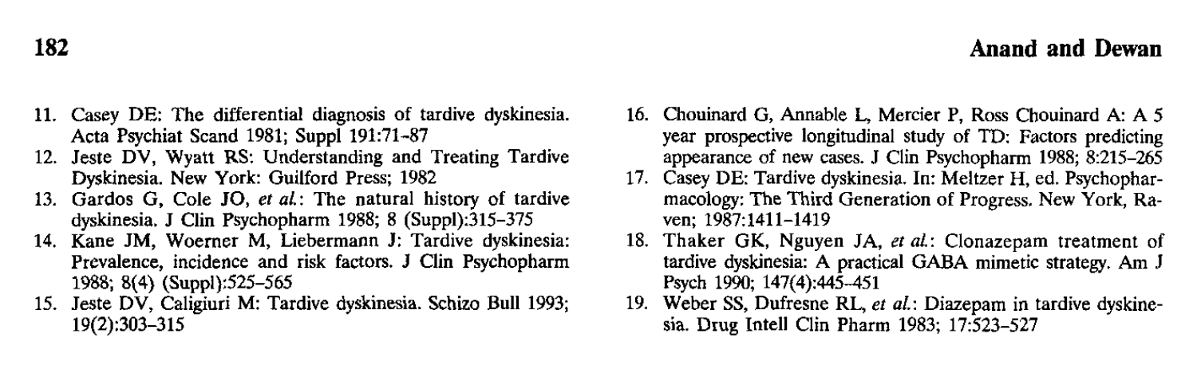11. Casey DE: The differential diagnosis of tardive dyskinesia. Acta Psychiat Scand 1981; Suppl 191:71–87
12. Jeste DV, Wyatt RS: Understanding and Treating Tardive Dyskinesia. New York: Guilford Press; 1982
13. Gardos G, Cole JO, *et al.*: The natural history of tardive dyskinesia. J Clin Psychopharm 1988; 8 (Suppl):315–375
14. Kane JM, Woerner M, Liebermann J: Tardive dyskinesia: Prevalence, incidence and risk factors. J Clin Psychopharm 1988; 8(4) (Suppl):525–565
15. Jeste DV, Caligiuri M: Tardive dyskinesia. Schizo Bull 1993; 19(2):303–315
16. Chouinard G, Annable L, Mercier P, Ross Chouinard A: A 5 year prospective longitudinal study of TD: Factors predicting appearance of new cases. J Clin Psychopharm 1988; 8:215–265
17. Casey DE: Tardive dyskinesia. In: Meltzer H, ed. Psychopharmacology: The Third Generation of Progress. New York, Raven; 1987:1411–1419
18. Thaker GK, Nguyen JA, *et al.*: Clonazepam treatment of tardive dyskinesia: A practical GABA mimetic strategy. Am J Psych 1990; 147(4):445–451
19. Weber SS, Dufresne RL, *et al.*: Diazepam in tardive dyskinesia. Drug Intell Clin Pharm 1983; 17:523–527